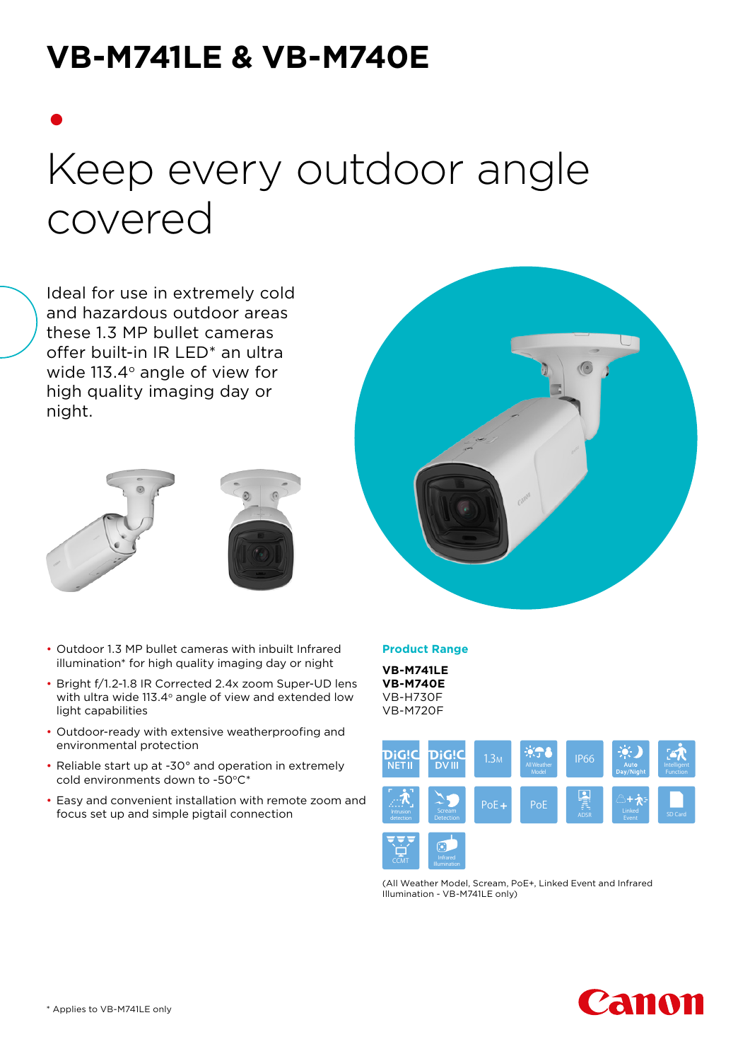# VB-M741LE & VB-M740E

## Keep every outdoor angle covered

Ideal for use in extremely cold and hazardous outdoor areas these 1.3 MP bullet cameras offer built-in IR LED* an ultra wide 113.4° angle of view for high quality imaging day or night.

- Outdoor 1.3 MP bullet cameras with inbuilt Infrared illumination* for high quality imaging day or night
- Bright f/1.2-1.8 IR Corrected 2.4x zoom Super-UD lens with ultra wide 113.4° angle of view and extended low light capabilities
- Outdoor-ready with extensive weatherproofing and environmental protection
- Reliable start up at -30° and operation in extremely cold environments down to -50°C*
- Easy and convenient installation with remote zoom and focus set up and simple pigtail connection

**Product Range**

**VB-M741LE**
**VB-M740E**
VB-H730F
VB-M720F

DiG!C NET II | DiG!C DV III | 1.3M | All Weather Model | IP66 | Auto Day/Night | Intelligent Function | Intrusion detection | Scream Detection | PoE+ | PoE | ADSR | Linked Event | SD Card | CCMT | Infrared Illumination

(All Weather Model, Scream, PoE+, Linked Event and Infrared Illumination - VB-M741LE only)

* Applies to VB-M741LE only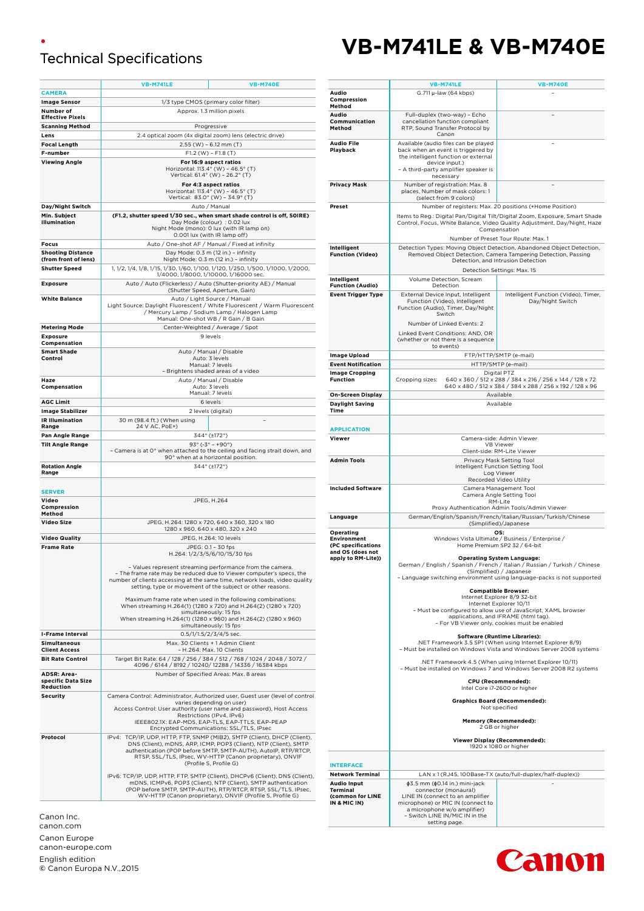# Technical Specifications

# VB-M741LE & VB-M740E

| | VB-M741LE | VB-M740E |
|---|---|---|
| **CAMERA** | | |
| **Image Sensor** | 1/3 type CMOS (primary color filter) | |
| **Number of Effective Pixels** | Approx. 1.3 million pixels | |
| **Scanning Method** | Progressive | |
| **Lens** | 2.4 optical zoom (4x digital zoom) lens (electric drive) | |
| **Focal Length** | 2.55 (W) – 6.12 mm (T) | |
| **F-number** | F1.2 (W) – F1.8 (T) | |
| **Viewing Angle** | **For 16:9 aspect ratios** Horizontal: 113.4° (W) – 46.5° (T) Vertical: 61.4° (W) – 26.2° (T) **For 4:3 aspect ratios** Horizontal: 113.4° (W) – 46.5° (T) Vertical: 83.0° (W) – 34.9° (T) | |
| **Day/Night Switch** | Auto / Manual | |
| **Min. Subject Illumination** | **(F1.2, shutter speed 1/30 sec., when smart shade control is off, 50IRE)** Day Mode (colour) : 0.02 lux Night Mode (mono): 0 lux (with IR lamp on) 0.001 lux (with IR lamp off) | |
| **Focus** | Auto / One-shot AF / Manual / Fixed at infinity | |
| **Shooting Distance (from front of lens)** | Day Mode: 0.3 m (12 in.) – infinity Night Mode: 0.3 m (12 in.) – infinity | |
| **Shutter Speed** | 1, 1/2, 1/4, 1/8, 1/15, 1/30, 1/60, 1/100, 1/120, 1/250, 1/500, 1/1000, 1/2000, 1/4000, 1/8000, 1/10000, 1/16000 sec. | |
| **Exposure** | Auto / Auto (Flickerless) / Auto (Shutter-priority AE) / Manual (Shutter Speed, Aperture, Gain) | |
| **White Balance** | Auto / Light Source / Manual Light Source: Daylight Fluorescent / White Fluorescent / Warm Fluorescent / Mercury Lamp / Sodium Lamp / Halogen Lamp Manual: One-shot WB / R Gain / B Gain | |
| **Metering Mode** | Center-Weighted / Average / Spot | |
| **Exposure Compensation** | 9 levels | |
| **Smart Shade Control** | Auto / Manual / Disable Auto: 3 levels Manual: 7 levels – Brightens shaded areas of a video | |
| **Haze Compensation** | Auto / Manual / Disable Auto: 3 levels Manual: 7 levels | |
| **AGC Limit** | 6 levels | |
| **Image Stabilizer** | 2 levels (digital) | |
| **IR Illumination Range** | 30 m (98.4 ft.) (When using 24 V AC, PoE+) | – |
| **Pan Angle Range** | 344° (±172°) | |
| **Tilt Angle Range** | 93° (-3° – +90°) – Camera is at 0° when attached to the ceiling and facing strait down, and 90° when at a horizontal position. | |
| **Rotation Angle Range** | 344° (±172°) | |
| **SERVER** | | |
| **Video Compression Method** | JPEG, H.264 | |
| **Video Size** | JPEG, H.264: 1280 x 720, 640 x 360, 320 x 180 1280 x 960, 640 x 480, 320 x 240 | |
| **Video Quality** | JPEG, H.264: 10 levels | |
| **Frame Rate** | JPEG: 0.1 – 30 fps H.264: 1/2/3/5/6/10/15/30 fps – Values represent streaming performance from the camera. – The frame rate may be reduced due to Viewer computer's specs, the number of clients accessing at the same time, network loads, video quality setting, type or movement of the subject or other reasons. Maximum frame rate when used in the following combinations: When streaming H.264(1) (1280 x 720) and H.264(2) (1280 x 720) simultaneously: 15 fps When streaming H.264(1) (1280 x 960) and H.264(2) (1280 x 960) simultaneously: 15 fps | |
| **I-Frame Interval** | 0.5/1/1.5/2/3/4/5 sec. | |
| **Simultaneous Client Access** | Max. 30 Clients + 1 Admin Client – H.264: Max. 10 Clients | |
| **Bit Rate Control** | Target Bit Rate: 64 / 128 / 256 / 384 / 512 / 768 / 1024 / 2048 / 3072 / 4096 / 6144 / 8192 / 10240/ 12288 / 14336 / 16384 kbps | |
| **ADSR: Area-specific Data Size Reduction** | Number of Specified Areas: Max. 8 areas | |
| **Security** | Camera Control: Administrator, Authorized user, Guest user (level of control varies depending on user) Access Control: User authority (user name and password), Host Access Restrictions (IPv4, IPv6) IEEE802.1X: EAP-MD5, EAP-TLS, EAP-TTLS, EAP-PEAP Encrypted Communications: SSL/TLS, IPsec | |
| **Protocol** | IPv4: TCP/IP, UDP, HTTP, FTP, SNMP (MIB2), SMTP (Client), DHCP (Client), DNS (Client), mDNS, ARP, ICMP, POP3 (Client), NTP (Client), SMTP authentication (POP before SMTP, SMTP-AUTH), AutoIP, RTP/RTCP, RTSP, SSL/TLS, IPsec, WV-HTTP (Canon proprietary), ONVIF (Profile S, Profile G) IPv6: TCP/IP, UDP, HTTP, FTP, SMTP (Client), DHCPv6 (Client), DNS (Client), mDNS, ICMPv6, POP3 (Client), NTP (Client), SMTP authentication (POP before SMTP, SMTP-AUTH), RTP/RTCP, RTSP, SSL/TLS, IPsec, WV-HTTP (Canon proprietary), ONVIF (Profile S, Profile G) | |

| | VB-M741LE | VB-M740E |
|---|---|---|
| **Audio Compression Method** | G.711 μ-law (64 kbps) | – |
| **Audio Communication Method** | Full-duplex (two-way) – Echo cancellation function compliant RTP, Sound Transfer Protocol by Canon | – |
| **Audio File Playback** | Available (audio files can be played back when an event is triggered by the intelligent function or external device input.) – A third-party amplifier speaker is necessary | – |
| **Privacy Mask** | Number of registration: Max. 8 places, Number of mask colors: 1 (select from 9 colors) | – |
| **Preset** | Number of registers: Max. 20 positions (+Home Position) Items to Reg.: Digital Pan/Digital Tilt/Digital Zoom, Exposure, Smart Shade Control, Focus, White Balance, Video Quality Adjustment, Day/Night, Haze Compensation Number of Preset Tour Route: Max. 1 | |
| **Intelligent Function (Video)** | Detection Types: Moving Object Detection, Abandoned Object Detection, Removed Object Detection, Camera Tampering Detection, Passing Detection, and Intrusion Detection Detection Settings: Max. 15 | |
| **Intelligent Function (Audio)** | Volume Detection, Scream Detection | |
| **Event Trigger Type** | External Device Input, Intelligent Function (Video), Intelligent Function (Audio), Timer, Day/Night Switch Number of Linked Events: 2 Linked Event Conditions: AND, OR (whether or not there is a sequence to events) | Intelligent Function (Video), Timer, Day/Night Switch |
| **Image Upload** | FTP/HTTP/SMTP (e-mail) | |
| **Event Notification** | HTTP/SMTP (e-mail) | |
| **Image Cropping Function** | Digital PTZ Cropping sizes: 640 x 360 / 512 x 288 / 384 x 216 / 256 x 144 / 128 x 72 640 x 480 / 512 x 384 / 384 x 288 / 256 x 192 / 128 x 96 | |
| **On-Screen Display** | Available | |
| **Daylight Saving Time** | Available | |
| **APPLICATION** | | |
| **Viewer** | Camera-side: Admin Viewer VB Viewer Client-side: RM-Lite Viewer | |
| **Admin Tools** | Privacy Mask Setting Tool Intelligent Function Setting Tool Log Viewer Recorded Video Utility | |
| **Included Software** | Camera Management Tool Camera Angle Setting Tool RM-Lite Proxy Authentication Admin Tools/Admin Viewer | |
| **Language** | German/English/Spanish/French/Italian/Russian/Turkish/Chinese (Simplified)/Japanese | |
| **Operating Environment (PC specifications and OS (does not apply to RM-Lite))** | **OS:** Windows Vista Ultimate / Business / Enterprise / Home Premium SP2 32 / 64-bit **Operating System Language:** German / English / Spanish / French / Italian / Russian / Turkish / Chinese (Simplified) / Japanese – Language switching environment using language-packs is not supported **Compatible Browser:** Internet Explorer 8/9 32-bit Internet Explorer 10/11 – Must be configured to allow use of JavaScript, XAML browser applications, and IFRAME (html tag). – For VB Viewer only, cookies must be enabled **Software (Runtime Libraries):** .NET Framework 3.5 SP1 (When using Internet Explorer 8/9) – Must be installed on Windows Vista and Windows Server 2008 systems .NET Framework 4.5 (When using Internet Explorer 10/11) – Must be installed on Windows 7 and Windows Server 2008 R2 systems **CPU (Recommended):** Intel Core i7-2600 or higher **Graphics Board (Recommended):** Not specified **Memory (Recommended):** 2 GB or higher **Viewer Display (Recommended):** 1920 x 1080 or higher | |
| **INTERFACE** | | |
| **Network Terminal** | LAN x 1 (RJ45, 100Base-TX (auto/full-duplex/half-duplex)) | |
| **Audio Input Terminal (common for LINE IN & MIC IN)** | ϕ3.5 mm (ϕ0.14 in.) mini-jack connector (monaural) LINE IN (connect to an amplifier microphone) or MIC IN (connect to a microphone w/o amplifier) – Switch LINE IN/MIC IN in the setting page. | – |

Canon Inc.
canon.com

Canon Europe
canon-europe.com

English edition
© Canon Europa N.V.,2015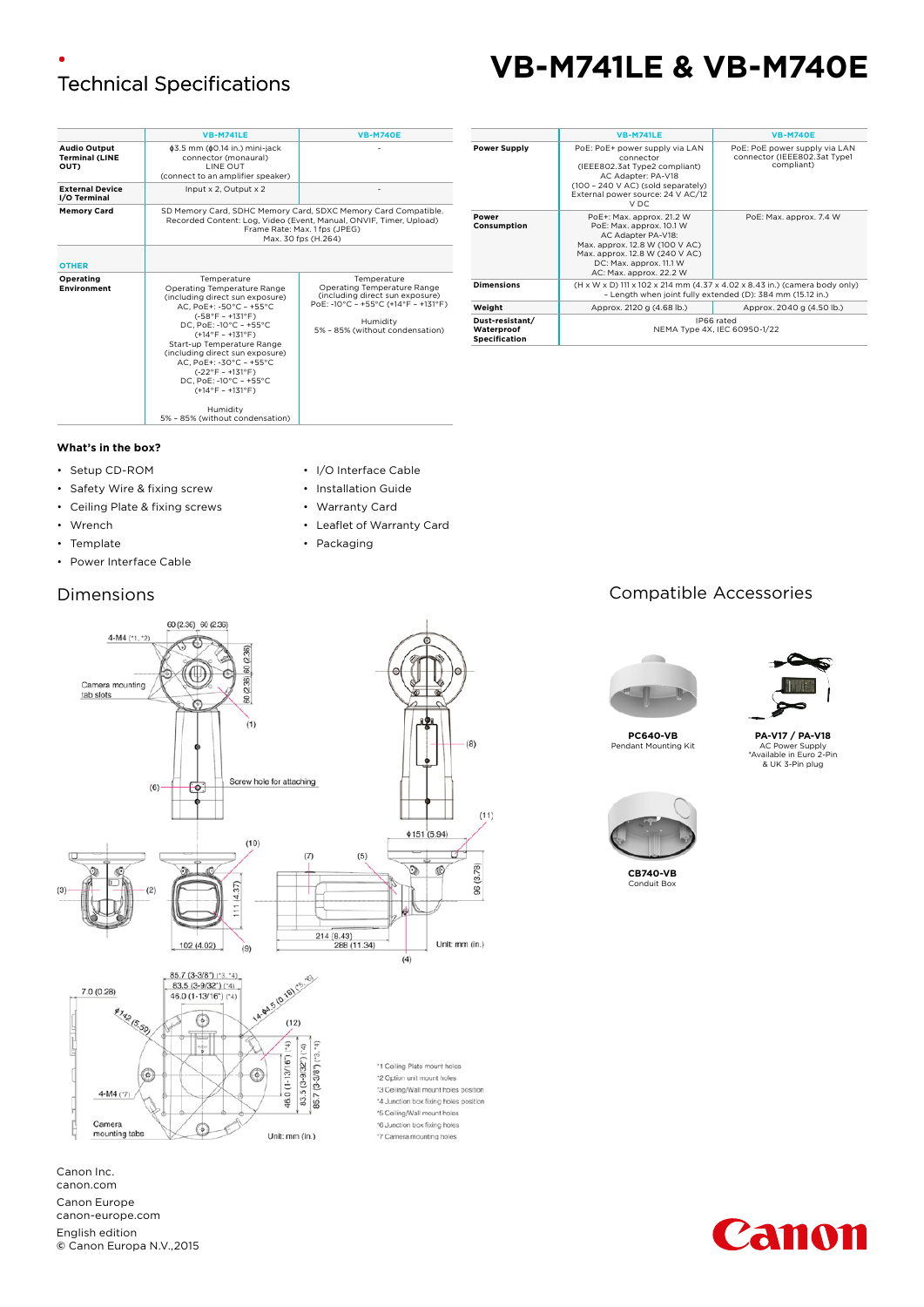# Technical Specifications

# VB-M741LE & VB-M740E

| | VB-M741LE | VB-M740E |
|---|---|---|
| **Audio Output Terminal (LINE OUT)** | ϕ3.5 mm (ϕ0.14 in.) mini-jack connector (monaural) LINE OUT (connect to an amplifier speaker) | - |
| **External Device I/O Terminal** | Input x 2, Output x 2 | - |
| **Memory Card** | SD Memory Card, SDHC Memory Card, SDXC Memory Card Compatible. Recorded Content: Log, Video (Event, Manual, ONVIF, Timer, Upload) Frame Rate: Max. 1 fps (JPEG) Max. 30 fps (H.264) | |
| **OTHER** | | |
| **Operating Environment** | Temperature Operating Temperature Range (including direct sun exposure) AC, PoE+: -50°C – +55°C (-58°F – +131°F) DC, PoE: -10°C – +55°C (+14°F – +131°F) Start-up Temperature Range (including direct sun exposure) AC, PoE+: -30°C – +55°C (-22°F – +131°F) DC, PoE: -10°C – +55°C (+14°F – +131°F) Humidity 5% – 85% (without condensation) | Temperature Operating Temperature Range (including direct sun exposure) PoE: -10°C – +55°C (+14°F – +131°F) Humidity 5% – 85% (without condensation) |

| | VB-M741LE | VB-M740E |
|---|---|---|
| **Power Supply** | PoE: PoE+ power supply via LAN connector (IEEE802.3at Type2 compliant) AC Adapter: PA-V18 (100 – 240 V AC) (sold separately) External power source: 24 V AC/12 V DC | PoE: PoE power supply via LAN connector (IEEE802.3at Type1 compliant) |
| **Power Consumption** | PoE+: Max. approx. 21.2 W PoE: Max. approx. 10.1 W AC Adapter PA-V18: Max. approx. 12.8 W (100 V AC) Max. approx. 12.8 W (240 V AC) DC: Max. approx. 11.1 W AC: Max. approx. 22.2 W | PoE: Max. approx. 7.4 W |
| **Dimensions** | (H x W x D) 111 x 102 x 214 mm (4.37 x 4.02 x 8.43 in.) (camera body only) – Length when joint fully extended (D): 384 mm (15.12 in.) | |
| **Weight** | Approx. 2120 g (4.68 lb.) | Approx. 2040 g (4.50 lb.) |
| **Dust-resistant/ Waterproof Specification** | IP66 rated NEMA Type 4X, IEC 60950-1/22 | |

### What's in the box?

- Setup CD-ROM
- Safety Wire & fixing screw
- Ceiling Plate & fixing screws
- Wrench
- Template
- Power Interface Cable
- I/O Interface Cable
- Installation Guide
- Warranty Card
- Leaflet of Warranty Card
- Packaging

## Dimensions

4-M4 (*1, *2)
60 (2.36) 60 (2.36)
60 (2.36)
60 (2.36)
Camera mounting tab slots
(1)
Screw hole for attaching
(6)
(8)
(11)
ϕ151 (5.94)
(10)
(7) (5)
(3) (2)
111 (4.37)
95 (3.78)
102 (4.02) (9)
214 (8.43)
288 (11.34)
Unit: mm (in.)
(4)
85.7 (3-3/8") (*3, *4)
83.5 (3-9/32") (*4)
46.0 (1-13/16") (*4)
7.0 (0.28)
ϕ142 (5.59)
4-ϕ4.5 (0.18) (*5, *6)
(12)
46.0 (1-13/16") (*4)
83.5 (3-9/32") (*4)
85.7 (3-3/8") (*3, *4)
4-M4 (*7)
Camera mounting tabs
Unit: mm (in.)

*1 Ceiling Plate mount holes
*2 Option unit mount holes
*3 Ceiling/Wall mount holes position
*4 Junction box fixing holes position
*5 Ceiling/Wall mount holes
*6 Junction box fixing holes
*7 Camera mounting holes

## Compatible Accessories

**PC640-VB**
Pendant Mounting Kit

**PA-V17 / PA-V18**
AC Power Supply
*Available in Euro 2-Pin & UK 3-Pin plug

**CB740-VB**
Conduit Box

Canon Inc.
canon.com

Canon Europe
canon-europe.com

English edition
© Canon Europa N.V.,2015